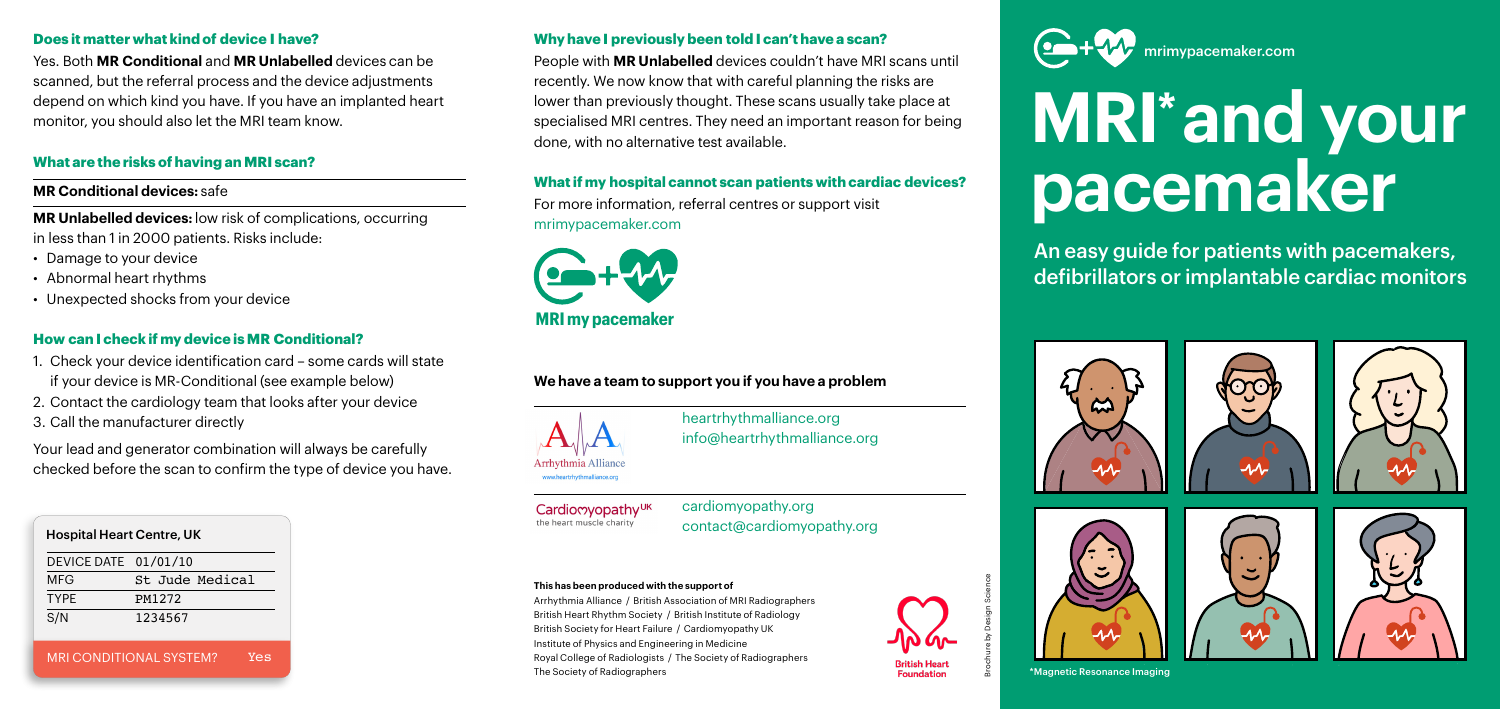## Does it matter what kind of device I have?

Yes. Both **MR Conditional** and **MR Unlabelled** devices can be scanned, but the referral process and the device adjustments depend on which kind you have. If you have an implanted heart monitor, you should also let the MRI team know.

## What are the risks of having an MRI scan?

**MR Conditional devices:** safe

**MR Unlabelled devices:** low risk of complications, occurring in less than 1 in 2000 patients. Risks include:

- Damage to your device
- Abnormal heart rhythms
- Unexpected shocks from your device

## How can I check if my device is MR Conditional?

1. Check your device identification card – some cards will state if your device is MR-Conditional (see example below)
2. Contact the cardiology team that looks after your device
3. Call the manufacturer directly

Your lead and generator combination will always be carefully checked before the scan to confirm the type of device you have.

**Hospital Heart Centre, UK**

| DEVICE DATE | 01/01/10 |
|---|---|
| MFG | St Jude Medical |
| TYPE | PM1272 |
| S/N | 1234567 |

MRI CONDITIONAL SYSTEM? Yes

## Why have I previously been told I can't have a scan?

People with **MR Unlabelled** devices couldn't have MRI scans until recently. We now know that with careful planning the risks are lower than previously thought. These scans usually take place at specialised MRI centres. They need an important reason for being done, with no alternative test available.

## What if my hospital cannot scan patients with cardiac devices?

For more information, referral centres or support visit mrimypacemaker.com

**MRI my pacemaker**

### We have a team to support you if you have a problem

Arrhythmia Alliance – heartrhythmalliance.org / info@heartrhythmalliance.org

Cardiomyopathy UK, the heart muscle charity – cardiomyopathy.org / contact@cardiomyopathy.org

**This has been produced with the support of**

Arrhythmia Alliance / British Association of MRI Radiographers
British Heart Rhythm Society / British Institute of Radiology
British Society for Heart Failure / Cardiomyopathy UK
Institute of Physics and Engineering in Medicine
Royal College of Radiologists / The Society of Radiographers
The Society of Radiographers

British Heart Foundation

Brochure by Design Science

mrimypacemaker.com

# MRI* and your pacemaker

An easy guide for patients with pacemakers, defibrillators or implantable cardiac monitors

*Magnetic Resonance Imaging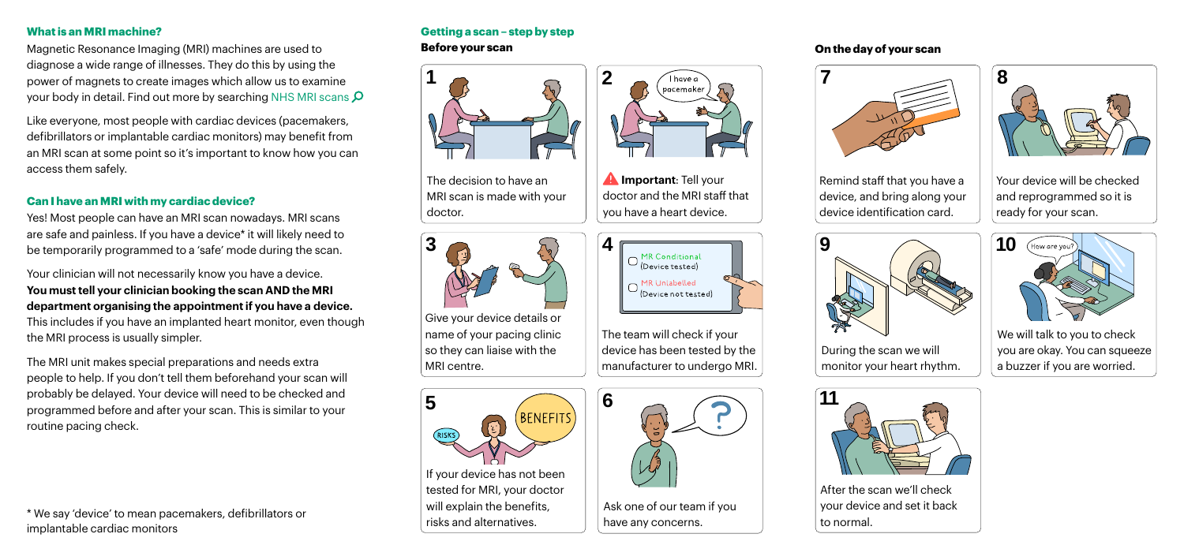### What is an MRI machine?

Magnetic Resonance Imaging (MRI) machines are used to diagnose a wide range of illnesses. They do this by using the power of magnets to create images which allow us to examine your body in detail. Find out more by searching NHS MRI scans

Like everyone, most people with cardiac devices (pacemakers, defibrillators or implantable cardiac monitors) may benefit from an MRI scan at some point so it's important to know how you can access them safely.

### Can I have an MRI with my cardiac device?

Yes! Most people can have an MRI scan nowadays. MRI scans are safe and painless. If you have a device* it will likely need to be temporarily programmed to a 'safe' mode during the scan.

Your clinician will not necessarily know you have a device. **You must tell your clinician booking the scan AND the MRI department organising the appointment if you have a device.** This includes if you have an implanted heart monitor, even though the MRI process is usually simpler.

The MRI unit makes special preparations and needs extra people to help. If you don't tell them beforehand your scan will probably be delayed. Your device will need to be checked and programmed before and after your scan. This is similar to your routine pacing check.

\* We say 'device' to mean pacemakers, defibrillators or implantable cardiac monitors

### Getting a scan – step by step

**Before your scan**

**1** The decision to have an MRI scan is made with your doctor.

**2** I have a pacemaker

**Important**: Tell your doctor and the MRI staff that you have a heart device.

**3** Give your device details or name of your pacing clinic so they can liaise with the MRI centre.

**4** MR Conditional (Device tested)

MR Unlabelled (Device not tested)

The team will check if your device has been tested by the manufacturer to undergo MRI.

**5** RISKS BENEFITS

If your device has not been tested for MRI, your doctor will explain the benefits, risks and alternatives.

**6** Ask one of our team if you have any concerns.

**On the day of your scan**

**7** Remind staff that you have a device, and bring along your device identification card.

**8** Your device will be checked and reprogrammed so it is ready for your scan.

**9** During the scan we will monitor your heart rhythm.

**10** How are you?

We will talk to you to check you are okay. You can squeeze a buzzer if you are worried.

**11** After the scan we'll check your device and set it back to normal.